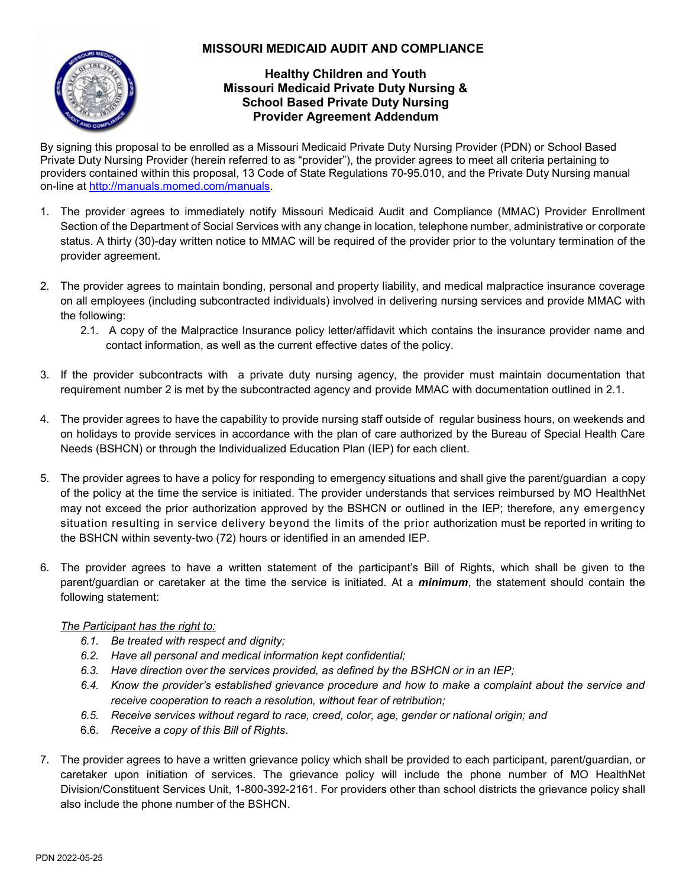# MISSOURI MEDICAID AUDIT AND COMPLIANCE

## Healthy Children and Youth
## Missouri Medicaid Private Duty Nursing & School Based Private Duty Nursing Provider Agreement Addendum

By signing this proposal to be enrolled as a Missouri Medicaid Private Duty Nursing Provider (PDN) or School Based Private Duty Nursing Provider (herein referred to as "provider"), the provider agrees to meet all criteria pertaining to providers contained within this proposal, 13 Code of State Regulations 70-95.010, and the Private Duty Nursing manual on-line at http://manuals.momed.com/manuals.

1. The provider agrees to immediately notify Missouri Medicaid Audit and Compliance (MMAC) Provider Enrollment Section of the Department of Social Services with any change in location, telephone number, administrative or corporate status. A thirty (30)-day written notice to MMAC will be required of the provider prior to the voluntary termination of the provider agreement.

2. The provider agrees to maintain bonding, personal and property liability, and medical malpractice insurance coverage on all employees (including subcontracted individuals) involved in delivering nursing services and provide MMAC with the following:
   2.1. A copy of the Malpractice Insurance policy letter/affidavit which contains the insurance provider name and contact information, as well as the current effective dates of the policy.

3. If the provider subcontracts with a private duty nursing agency, the provider must maintain documentation that requirement number 2 is met by the subcontracted agency and provide MMAC with documentation outlined in 2.1.

4. The provider agrees to have the capability to provide nursing staff outside of regular business hours, on weekends and on holidays to provide services in accordance with the plan of care authorized by the Bureau of Special Health Care Needs (BSHCN) or through the Individualized Education Plan (IEP) for each client.

5. The provider agrees to have a policy for responding to emergency situations and shall give the parent/guardian a copy of the policy at the time the service is initiated. The provider understands that services reimbursed by MO HealthNet may not exceed the prior authorization approved by the BSHCN or outlined in the IEP; therefore, any emergency situation resulting in service delivery beyond the limits of the prior authorization must be reported in writing to the BSHCN within seventy-two (72) hours or identified in an amended IEP.

6. The provider agrees to have a written statement of the participant's Bill of Rights, which shall be given to the parent/guardian or caretaker at the time the service is initiated. At a ***minimum***, the statement should contain the following statement:

   _The Participant has the right to:_
   
   *6.1. Be treated with respect and dignity;*
   *6.2. Have all personal and medical information kept confidential;*
   *6.3. Have direction over the services provided, as defined by the BSHCN or in an IEP;*
   *6.4. Know the provider's established grievance procedure and how to make a complaint about the service and receive cooperation to reach a resolution, without fear of retribution;*
   *6.5. Receive services without regard to race, creed, color, age, gender or national origin; and*
   6.6. *Receive a copy of this Bill of Rights*.

7. The provider agrees to have a written grievance policy which shall be provided to each participant, parent/guardian, or caretaker upon initiation of services. The grievance policy will include the phone number of MO HealthNet Division/Constituent Services Unit, 1-800-392-2161. For providers other than school districts the grievance policy shall also include the phone number of the BSHCN.

PDN 2022-05-25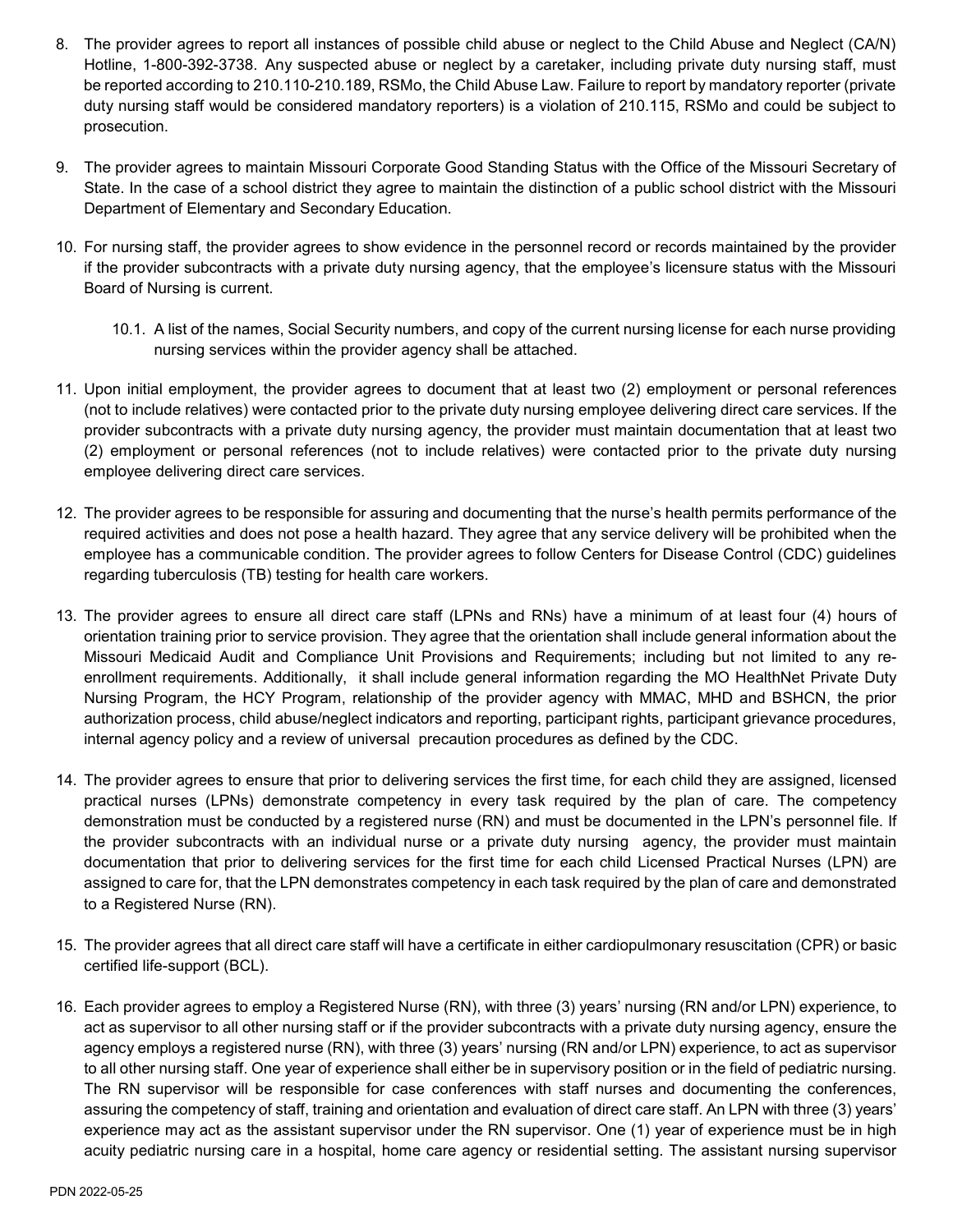8. The provider agrees to report all instances of possible child abuse or neglect to the Child Abuse and Neglect (CA/N) Hotline, 1-800-392-3738. Any suspected abuse or neglect by a caretaker, including private duty nursing staff, must be reported according to 210.110-210.189, RSMo, the Child Abuse Law. Failure to report by mandatory reporter (private duty nursing staff would be considered mandatory reporters) is a violation of 210.115, RSMo and could be subject to prosecution.

9. The provider agrees to maintain Missouri Corporate Good Standing Status with the Office of the Missouri Secretary of State. In the case of a school district they agree to maintain the distinction of a public school district with the Missouri Department of Elementary and Secondary Education.

10. For nursing staff, the provider agrees to show evidence in the personnel record or records maintained by the provider if the provider subcontracts with a private duty nursing agency, that the employee's licensure status with the Missouri Board of Nursing is current.

    10.1. A list of the names, Social Security numbers, and copy of the current nursing license for each nurse providing nursing services within the provider agency shall be attached.

11. Upon initial employment, the provider agrees to document that at least two (2) employment or personal references (not to include relatives) were contacted prior to the private duty nursing employee delivering direct care services. If the provider subcontracts with a private duty nursing agency, the provider must maintain documentation that at least two (2) employment or personal references (not to include relatives) were contacted prior to the private duty nursing employee delivering direct care services.

12. The provider agrees to be responsible for assuring and documenting that the nurse's health permits performance of the required activities and does not pose a health hazard. They agree that any service delivery will be prohibited when the employee has a communicable condition. The provider agrees to follow Centers for Disease Control (CDC) guidelines regarding tuberculosis (TB) testing for health care workers.

13. The provider agrees to ensure all direct care staff (LPNs and RNs) have a minimum of at least four (4) hours of orientation training prior to service provision. They agree that the orientation shall include general information about the Missouri Medicaid Audit and Compliance Unit Provisions and Requirements; including but not limited to any re-enrollment requirements. Additionally, it shall include general information regarding the MO HealthNet Private Duty Nursing Program, the HCY Program, relationship of the provider agency with MMAC, MHD and BSHCN, the prior authorization process, child abuse/neglect indicators and reporting, participant rights, participant grievance procedures, internal agency policy and a review of universal precaution procedures as defined by the CDC.

14. The provider agrees to ensure that prior to delivering services the first time, for each child they are assigned, licensed practical nurses (LPNs) demonstrate competency in every task required by the plan of care. The competency demonstration must be conducted by a registered nurse (RN) and must be documented in the LPN's personnel file. If the provider subcontracts with an individual nurse or a private duty nursing agency, the provider must maintain documentation that prior to delivering services for the first time for each child Licensed Practical Nurses (LPN) are assigned to care for, that the LPN demonstrates competency in each task required by the plan of care and demonstrated to a Registered Nurse (RN).

15. The provider agrees that all direct care staff will have a certificate in either cardiopulmonary resuscitation (CPR) or basic certified life-support (BCL).

16. Each provider agrees to employ a Registered Nurse (RN), with three (3) years' nursing (RN and/or LPN) experience, to act as supervisor to all other nursing staff or if the provider subcontracts with a private duty nursing agency, ensure the agency employs a registered nurse (RN), with three (3) years' nursing (RN and/or LPN) experience, to act as supervisor to all other nursing staff. One year of experience shall either be in supervisory position or in the field of pediatric nursing. The RN supervisor will be responsible for case conferences with staff nurses and documenting the conferences, assuring the competency of staff, training and orientation and evaluation of direct care staff. An LPN with three (3) years' experience may act as the assistant supervisor under the RN supervisor. One (1) year of experience must be in high acuity pediatric nursing care in a hospital, home care agency or residential setting. The assistant nursing supervisor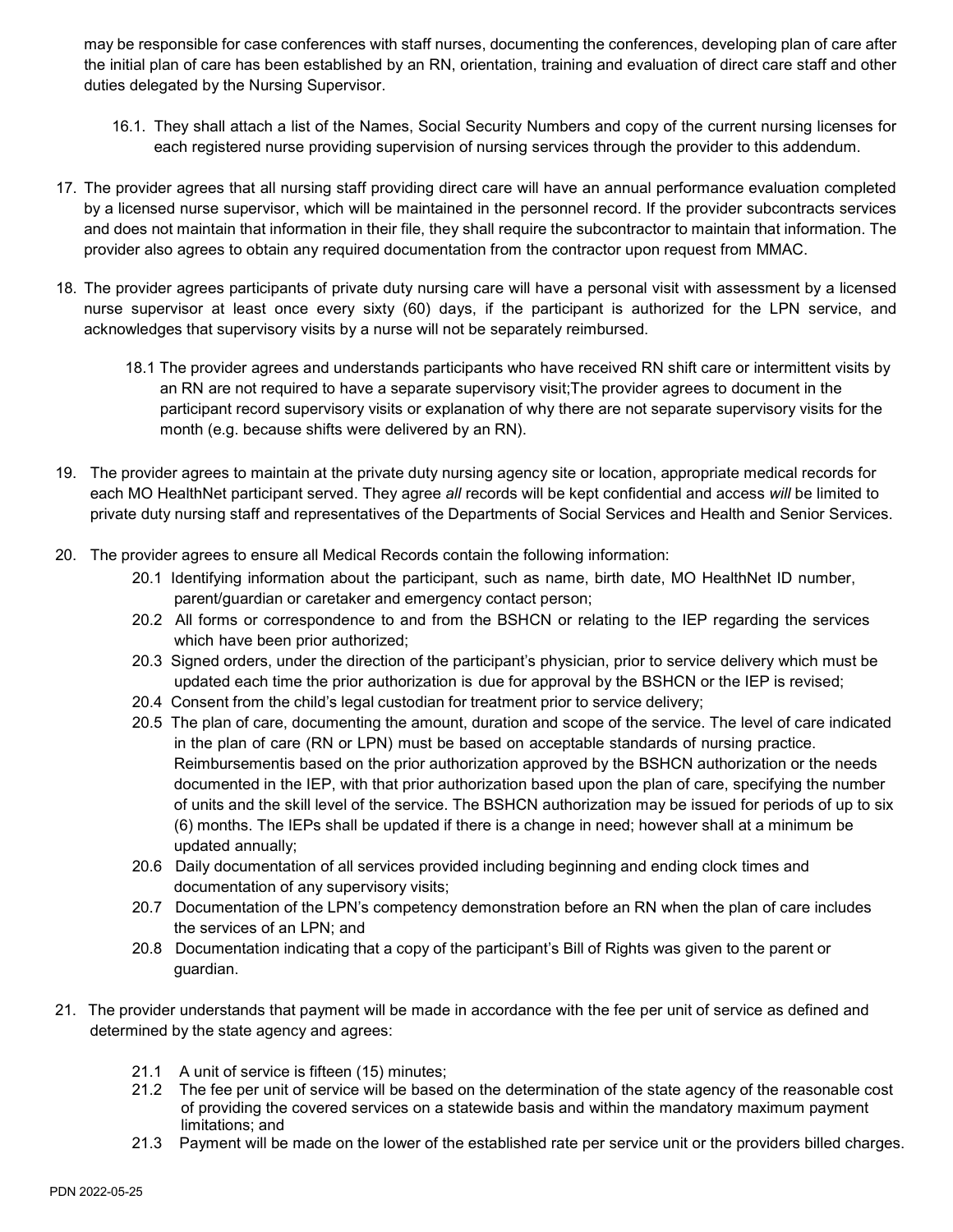may be responsible for case conferences with staff nurses, documenting the conferences, developing plan of care after the initial plan of care has been established by an RN, orientation, training and evaluation of direct care staff and other duties delegated by the Nursing Supervisor.

16.1. They shall attach a list of the Names, Social Security Numbers and copy of the current nursing licenses for each registered nurse providing supervision of nursing services through the provider to this addendum.

17. The provider agrees that all nursing staff providing direct care will have an annual performance evaluation completed by a licensed nurse supervisor, which will be maintained in the personnel record. If the provider subcontracts services and does not maintain that information in their file, they shall require the subcontractor to maintain that information. The provider also agrees to obtain any required documentation from the contractor upon request from MMAC.

18. The provider agrees participants of private duty nursing care will have a personal visit with assessment by a licensed nurse supervisor at least once every sixty (60) days, if the participant is authorized for the LPN service, and acknowledges that supervisory visits by a nurse will not be separately reimbursed.

18.1 The provider agrees and understands participants who have received RN shift care or intermittent visits by an RN are not required to have a separate supervisory visit;The provider agrees to document in the participant record supervisory visits or explanation of why there are not separate supervisory visits for the month (e.g. because shifts were delivered by an RN).

19. The provider agrees to maintain at the private duty nursing agency site or location, appropriate medical records for each MO HealthNet participant served. They agree *all* records will be kept confidential and access *will* be limited to private duty nursing staff and representatives of the Departments of Social Services and Health and Senior Services.

20. The provider agrees to ensure all Medical Records contain the following information:

20.1 Identifying information about the participant, such as name, birth date, MO HealthNet ID number, parent/guardian or caretaker and emergency contact person;

20.2 All forms or correspondence to and from the BSHCN or relating to the IEP regarding the services which have been prior authorized;

20.3 Signed orders, under the direction of the participant's physician, prior to service delivery which must be updated each time the prior authorization is due for approval by the BSHCN or the IEP is revised;

20.4 Consent from the child's legal custodian for treatment prior to service delivery;

20.5 The plan of care, documenting the amount, duration and scope of the service. The level of care indicated in the plan of care (RN or LPN) must be based on acceptable standards of nursing practice. Reimbursementis based on the prior authorization approved by the BSHCN authorization or the needs documented in the IEP, with that prior authorization based upon the plan of care, specifying the number of units and the skill level of the service. The BSHCN authorization may be issued for periods of up to six (6) months. The IEPs shall be updated if there is a change in need; however shall at a minimum be updated annually;

20.6 Daily documentation of all services provided including beginning and ending clock times and documentation of any supervisory visits;

20.7 Documentation of the LPN's competency demonstration before an RN when the plan of care includes the services of an LPN; and

20.8 Documentation indicating that a copy of the participant's Bill of Rights was given to the parent or guardian.

21. The provider understands that payment will be made in accordance with the fee per unit of service as defined and determined by the state agency and agrees:

21.1 A unit of service is fifteen (15) minutes;

21.2 The fee per unit of service will be based on the determination of the state agency of the reasonable cost of providing the covered services on a statewide basis and within the mandatory maximum payment limitations; and

21.3 Payment will be made on the lower of the established rate per service unit or the providers billed charges.

PDN 2022-05-25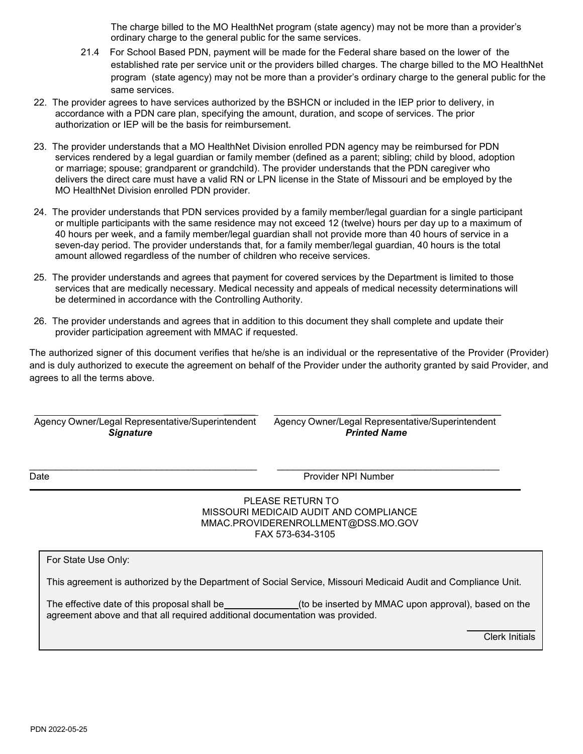The charge billed to the MO HealthNet program (state agency) may not be more than a provider's ordinary charge to the general public for the same services.

21.4 For School Based PDN, payment will be made for the Federal share based on the lower of the established rate per service unit or the providers billed charges. The charge billed to the MO HealthNet program (state agency) may not be more than a provider's ordinary charge to the general public for the same services.

22. The provider agrees to have services authorized by the BSHCN or included in the IEP prior to delivery, in accordance with a PDN care plan, specifying the amount, duration, and scope of services. The prior authorization or IEP will be the basis for reimbursement.

23. The provider understands that a MO HealthNet Division enrolled PDN agency may be reimbursed for PDN services rendered by a legal guardian or family member (defined as a parent; sibling; child by blood, adoption or marriage; spouse; grandparent or grandchild). The provider understands that the PDN caregiver who delivers the direct care must have a valid RN or LPN license in the State of Missouri and be employed by the MO HealthNet Division enrolled PDN provider.

24. The provider understands that PDN services provided by a family member/legal guardian for a single participant or multiple participants with the same residence may not exceed 12 (twelve) hours per day up to a maximum of 40 hours per week, and a family member/legal guardian shall not provide more than 40 hours of service in a seven-day period. The provider understands that, for a family member/legal guardian, 40 hours is the total amount allowed regardless of the number of children who receive services.

25. The provider understands and agrees that payment for covered services by the Department is limited to those services that are medically necessary. Medical necessity and appeals of medical necessity determinations will be determined in accordance with the Controlling Authority.

26. The provider understands and agrees that in addition to this document they shall complete and update their provider participation agreement with MMAC if requested.

The authorized signer of this document verifies that he/she is an individual or the representative of the Provider (Provider) and is duly authorized to execute the agreement on behalf of the Provider under the authority granted by said Provider, and agrees to all the terms above.

_______________________________________ _______________________________________

Agency Owner/Legal Representative/Superintendent ***Signature*** Agency Owner/Legal Representative/Superintendent ***Printed Name***

_______________________________________ _______________________________________

Date Provider NPI Number

PLEASE RETURN TO
MISSOURI MEDICAID AUDIT AND COMPLIANCE
MMAC.PROVIDERENROLLMENT@DSS.MO.GOV
FAX 573-634-3105

For State Use Only:

This agreement is authorized by the Department of Social Service, Missouri Medicaid Audit and Compliance Unit.

The effective date of this proposal shall be______________(to be inserted by MMAC upon approval), based on the agreement above and that all required additional documentation was provided.

__________
Clerk Initials

PDN 2022-05-25